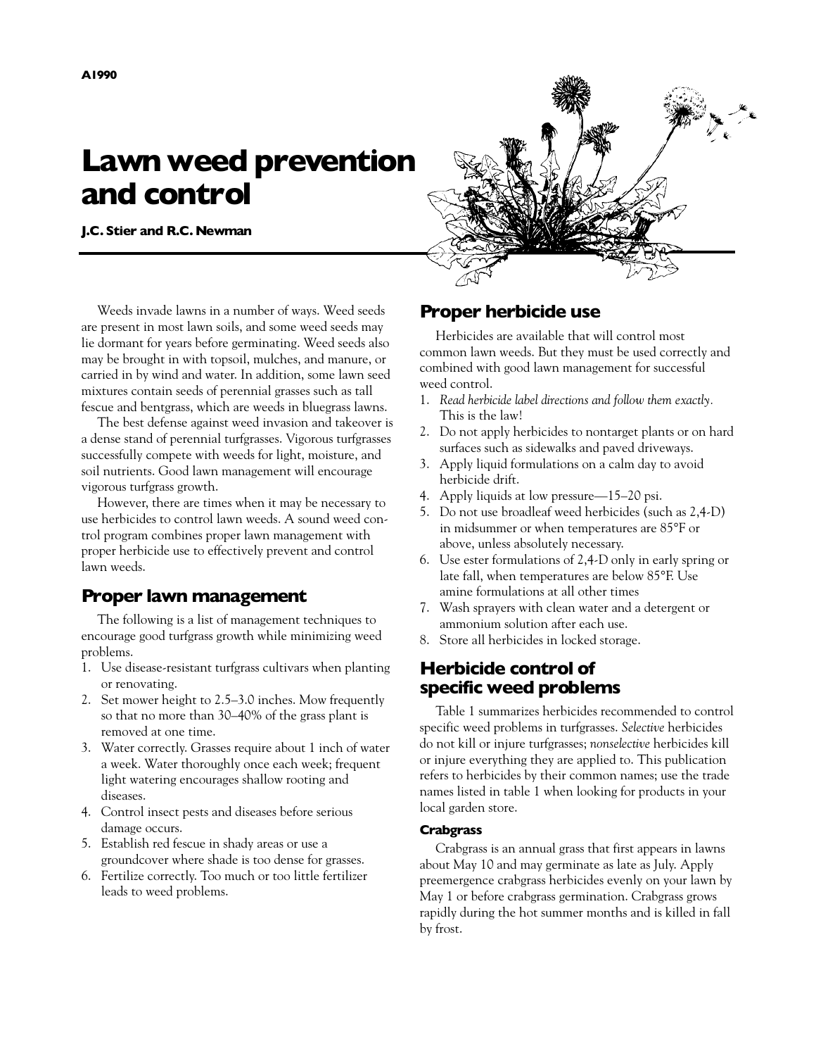A1990

# Lawn weed prevention and control

**J.C. Stier and R.C. Newman**

Weeds invade lawns in a number of ways. Weed seeds are present in most lawn soils, and some weed seeds may lie dormant for years before germinating. Weed seeds also may be brought in with topsoil, mulches, and manure, or carried in by wind and water. In addition, some lawn seed mixtures contain seeds of perennial grasses such as tall fescue and bentgrass, which are weeds in bluegrass lawns.

The best defense against weed invasion and takeover is a dense stand of perennial turfgrasses. Vigorous turfgrasses successfully compete with weeds for light, moisture, and soil nutrients. Good lawn management will encourage vigorous turfgrass growth.

However, there are times when it may be necessary to use herbicides to control lawn weeds. A sound weed control program combines proper lawn management with proper herbicide use to effectively prevent and control lawn weeds.

## Proper lawn management

The following is a list of management techniques to encourage good turfgrass growth while minimizing weed problems.

1. Use disease-resistant turfgrass cultivars when planting or renovating.
2. Set mower height to 2.5–3.0 inches. Mow frequently so that no more than 30–40% of the grass plant is removed at one time.
3. Water correctly. Grasses require about 1 inch of water a week. Water thoroughly once each week; frequent light watering encourages shallow rooting and diseases.
4. Control insect pests and diseases before serious damage occurs.
5. Establish red fescue in shady areas or use a groundcover where shade is too dense for grasses.
6. Fertilize correctly. Too much or too little fertilizer leads to weed problems.

## Proper herbicide use

Herbicides are available that will control most common lawn weeds. But they must be used correctly and combined with good lawn management for successful weed control.

1. *Read herbicide label directions and follow them exactly.* This is the law!
2. Do not apply herbicides to nontarget plants or on hard surfaces such as sidewalks and paved driveways.
3. Apply liquid formulations on a calm day to avoid herbicide drift.
4. Apply liquids at low pressure—15–20 psi.
5. Do not use broadleaf weed herbicides (such as 2,4-D) in midsummer or when temperatures are 85°F or above, unless absolutely necessary.
6. Use ester formulations of 2,4-D only in early spring or late fall, when temperatures are below 85°F. Use amine formulations at all other times
7. Wash sprayers with clean water and a detergent or ammonium solution after each use.
8. Store all herbicides in locked storage.

## Herbicide control of specific weed problems

Table 1 summarizes herbicides recommended to control specific weed problems in turfgrasses. *Selective* herbicides do not kill or injure turfgrasses; *nonselective* herbicides kill or injure everything they are applied to. This publication refers to herbicides by their common names; use the trade names listed in table 1 when looking for products in your local garden store.

### Crabgrass

Crabgrass is an annual grass that first appears in lawns about May 10 and may germinate as late as July. Apply preemergence crabgrass herbicides evenly on your lawn by May 1 or before crabgrass germination. Crabgrass grows rapidly during the hot summer months and is killed in fall by frost.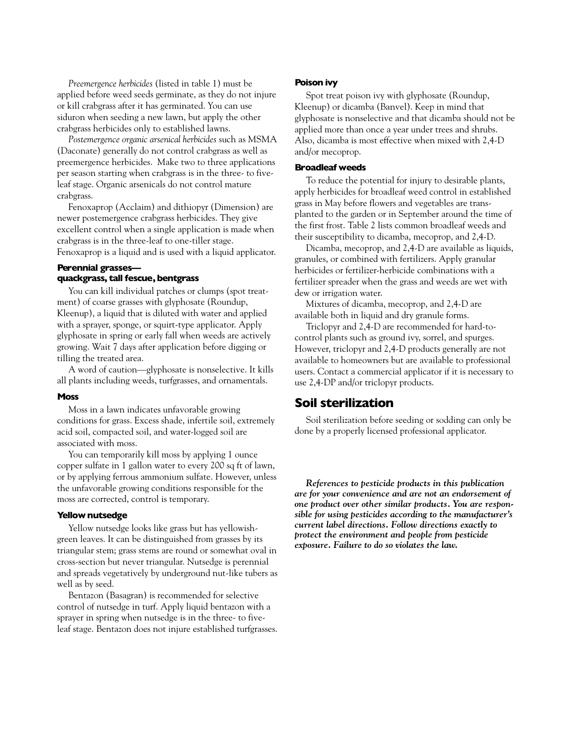*Preemergence herbicides* (listed in table 1) must be applied before weed seeds germinate, as they do not injure or kill crabgrass after it has germinated. You can use siduron when seeding a new lawn, but apply the other crabgrass herbicides only to established lawns.

*Postemergence organic arsenical herbicides* such as MSMA (Daconate) generally do not control crabgrass as well as preemergence herbicides. Make two to three applications per season starting when crabgrass is in the three- to five-leaf stage. Organic arsenicals do not control mature crabgrass.

Fenoxaprop (Acclaim) and dithiopyr (Dimension) are newer postemergence crabgrass herbicides. They give excellent control when a single application is made when crabgrass is in the three-leaf to one-tiller stage. Fenoxaprop is a liquid and is used with a liquid applicator.

### Perennial grasses—quackgrass, tall fescue, bentgrass

You can kill individual patches or clumps (spot treatment) of coarse grasses with glyphosate (Roundup, Kleenup), a liquid that is diluted with water and applied with a sprayer, sponge, or squirt-type applicator. Apply glyphosate in spring or early fall when weeds are actively growing. Wait 7 days after application before digging or tilling the treated area.

A word of caution—glyphosate is nonselective. It kills all plants including weeds, turfgrasses, and ornamentals.

### Moss

Moss in a lawn indicates unfavorable growing conditions for grass. Excess shade, infertile soil, extremely acid soil, compacted soil, and water-logged soil are associated with moss.

You can temporarily kill moss by applying 1 ounce copper sulfate in 1 gallon water to every 200 sq ft of lawn, or by applying ferrous ammonium sulfate. However, unless the unfavorable growing conditions responsible for the moss are corrected, control is temporary.

### Yellow nutsedge

Yellow nutsedge looks like grass but has yellowish-green leaves. It can be distinguished from grasses by its triangular stem; grass stems are round or somewhat oval in cross-section but never triangular. Nutsedge is perennial and spreads vegetatively by underground nut-like tubers as well as by seed.

Bentazon (Basagran) is recommended for selective control of nutsedge in turf. Apply liquid bentazon with a sprayer in spring when nutsedge is in the three- to five-leaf stage. Bentazon does not injure established turfgrasses.

### Poison ivy

Spot treat poison ivy with glyphosate (Roundup, Kleenup) or dicamba (Banvel). Keep in mind that glyphosate is nonselective and that dicamba should not be applied more than once a year under trees and shrubs. Also, dicamba is most effective when mixed with 2,4-D and/or mecoprop.

### Broadleaf weeds

To reduce the potential for injury to desirable plants, apply herbicides for broadleaf weed control in established grass in May before flowers and vegetables are transplanted to the garden or in September around the time of the first frost. Table 2 lists common broadleaf weeds and their susceptibility to dicamba, mecoprop, and 2,4-D.

Dicamba, mecoprop, and 2,4-D are available as liquids, granules, or combined with fertilizers. Apply granular herbicides or fertilizer-herbicide combinations with a fertilizer spreader when the grass and weeds are wet with dew or irrigation water.

Mixtures of dicamba, mecoprop, and 2,4-D are available both in liquid and dry granule forms.

Triclopyr and 2,4-D are recommended for hard-to-control plants such as ground ivy, sorrel, and spurges. However, triclopyr and 2,4-D products generally are not available to homeowners but are available to professional users. Contact a commercial applicator if it is necessary to use 2,4-DP and/or triclopyr products.

## Soil sterilization

Soil sterilization before seeding or sodding can only be done by a properly licensed professional applicator.

***References to pesticide products in this publication are for your convenience and are not an endorsement of one product over other similar products. You are responsible for using pesticides according to the manufacturer's current label directions. Follow directions exactly to protect the environment and people from pesticide exposure. Failure to do so violates the law.***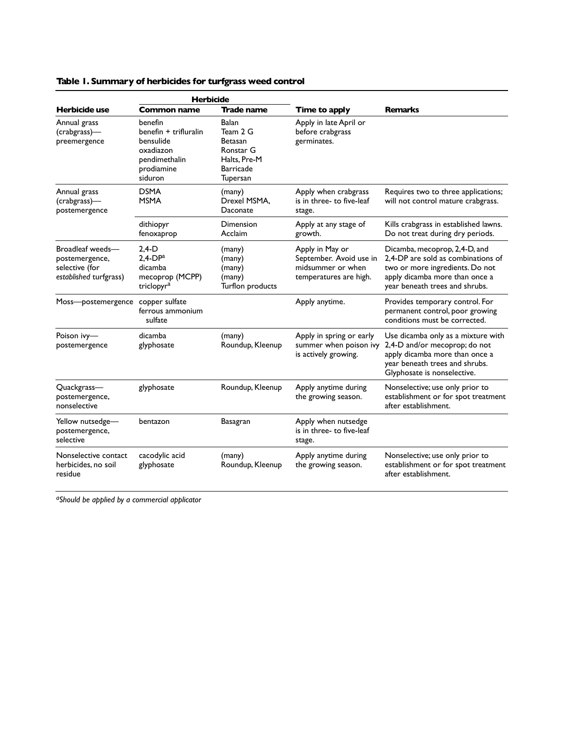**Table 1. Summary of herbicides for turfgrass weed control**

| Herbicide use | Herbicide | | Time to apply | Remarks |
|---|---|---|---|---|
| | **Common name** | **Trade name** | | |
| Annual grass (crabgrass)—preemergence | benefin<br>benefin + trifluralin<br>bensulide<br>oxadiazon<br>pendimethalin<br>prodiamine<br>siduron | Balan<br>Team 2 G<br>Betasan<br>Ronstar G<br>Halts, Pre-M<br>Barricade<br>Tupersan | Apply in late April or before crabgrass germinates. | |
| Annual grass (crabgrass)—postemergence | DSMA<br>MSMA | (many)<br>Drexel MSMA, Daconate | Apply when crabgrass is in three- to five-leaf stage. | Requires two to three applications; will not control mature crabgrass. |
| | dithiopyr<br>fenoxaprop | Dimension<br>Acclaim | Apply at any stage of growth. | Kills crabgrass in established lawns. Do not treat during dry periods. |
| Broadleaf weeds—postemergence, selective (for *established* turfgrass) | 2,4-D<br>2,4-DP[a]<br>dicamba<br>mecoprop (MCPP)<br>triclopyr[a] | (many)<br>(many)<br>(many)<br>(many)<br>Turflon products | Apply in May or September. Avoid use in midsummer or when temperatures are high. | Dicamba, mecoprop, 2,4-D, and 2,4-DP are sold as combinations of two or more ingredients. Do not apply dicamba more than once a year beneath trees and shrubs. |
| Moss—postemergence | copper sulfate<br>ferrous ammonium sulfate | | Apply anytime. | Provides temporary control. For permanent control, poor growing conditions must be corrected. |
| Poison ivy—postemergence | dicamba<br>glyphosate | (many)<br>Roundup, Kleenup | Apply in spring or early summer when poison ivy is actively growing. | Use dicamba only as a mixture with 2,4-D and/or mecoprop; do not apply dicamba more than once a year beneath trees and shrubs. Glyphosate is nonselective. |
| Quackgrass—postemergence, nonselective | glyphosate | Roundup, Kleenup | Apply anytime during the growing season. | Nonselective; use only prior to establishment or for spot treatment after establishment. |
| Yellow nutsedge—postemergence, selective | bentazon | Basagran | Apply when nutsedge is in three- to five-leaf stage. | |
| Nonselective contact herbicides, no soil residue | cacodylic acid<br>glyphosate | (many)<br>Roundup, Kleenup | Apply anytime during the growing season. | Nonselective; use only prior to establishment or for spot treatment after establishment. |

[a]*Should be applied by a commercial applicator*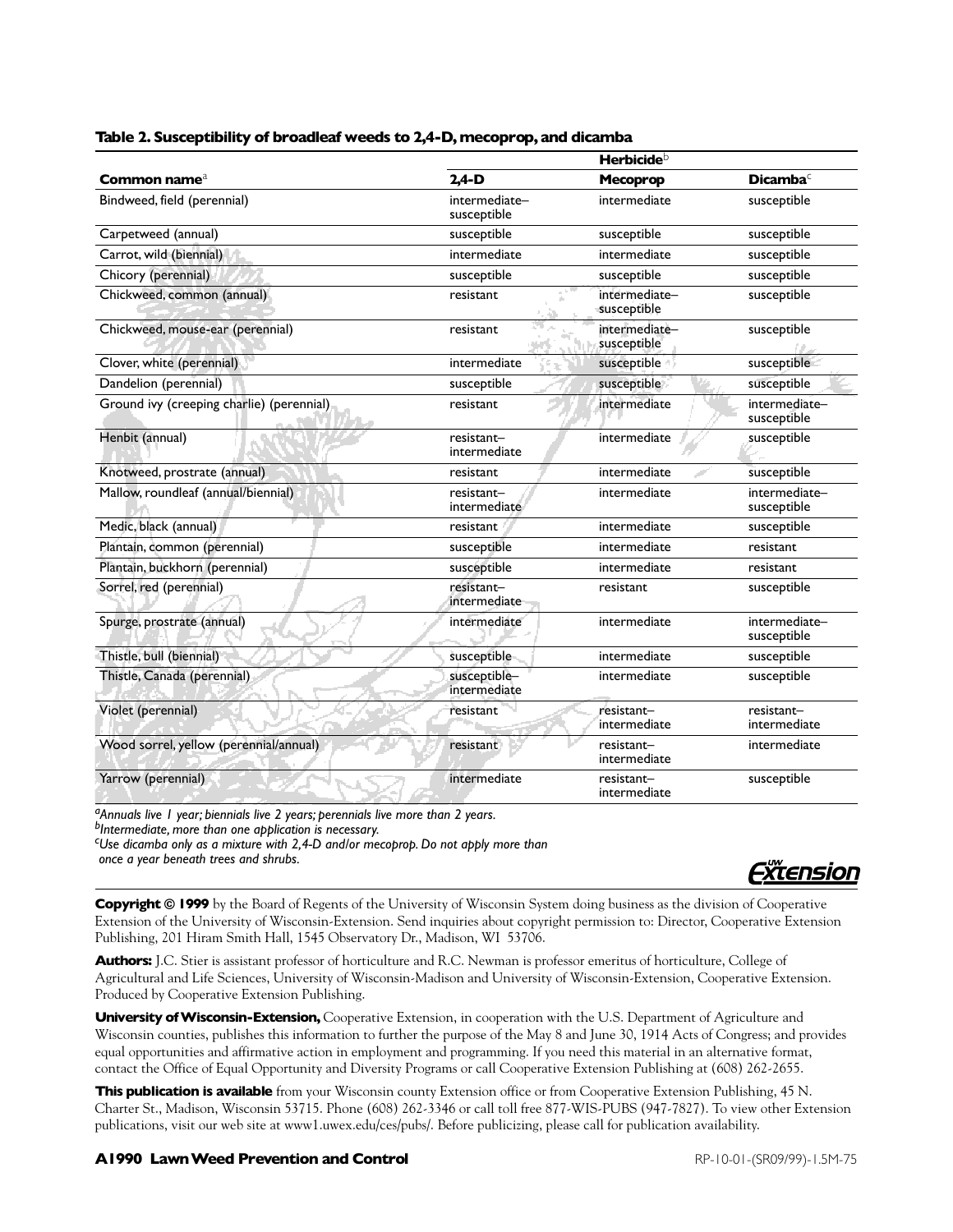**Table 2. Susceptibility of broadleaf weeds to 2,4-D, mecoprop, and dicamba**

| | Herbicide[b] | | |
|---|---|---|---|
| **Common name**[a] | **2,4-D** | **Mecoprop** | **Dicamba**[c] |
| Bindweed, field (perennial) | intermediate–susceptible | intermediate | susceptible |
| Carpetweed (annual) | susceptible | susceptible | susceptible |
| Carrot, wild (biennial) | intermediate | intermediate | susceptible |
| Chicory (perennial) | susceptible | susceptible | susceptible |
| Chickweed, common (annual) | resistant | intermediate–susceptible | susceptible |
| Chickweed, mouse-ear (perennial) | resistant | intermediate–susceptible | susceptible |
| Clover, white (perennial) | intermediate | susceptible | susceptible |
| Dandelion (perennial) | susceptible | susceptible | susceptible |
| Ground ivy (creeping charlie) (perennial) | resistant | intermediate | intermediate–susceptible |
| Henbit (annual) | resistant–intermediate | intermediate | susceptible |
| Knotweed, prostrate (annual) | resistant | intermediate | susceptible |
| Mallow, roundleaf (annual/biennial) | resistant–intermediate | intermediate | intermediate–susceptible |
| Medic, black (annual) | resistant | intermediate | susceptible |
| Plantain, common (perennial) | susceptible | intermediate | resistant |
| Plantain, buckhorn (perennial) | susceptible | intermediate | resistant |
| Sorrel, red (perennial) | resistant–intermediate | resistant | susceptible |
| Spurge, prostrate (annual) | intermediate | intermediate | intermediate–susceptible |
| Thistle, bull (biennial) | susceptible | intermediate | susceptible |
| Thistle, Canada (perennial) | susceptible–intermediate | intermediate | susceptible |
| Violet (perennial) | resistant | resistant–intermediate | resistant–intermediate |
| Wood sorrel, yellow (perennial/annual) | resistant | resistant–intermediate | intermediate |
| Yarrow (perennial) | intermediate | resistant–intermediate | susceptible |

[a] *Annuals live 1 year; biennials live 2 years; perennials live more than 2 years.*
[b] *Intermediate, more than one application is necessary.*
[c] *Use dicamba only as a mixture with 2,4-D and/or mecoprop. Do not apply more than once a year beneath trees and shrubs.*

**Copyright © 1999** by the Board of Regents of the University of Wisconsin System doing business as the division of Cooperative Extension of the University of Wisconsin-Extension. Send inquiries about copyright permission to: Director, Cooperative Extension Publishing, 201 Hiram Smith Hall, 1545 Observatory Dr., Madison, WI 53706.

**Authors:** J.C. Stier is assistant professor of horticulture and R.C. Newman is professor emeritus of horticulture, College of Agricultural and Life Sciences, University of Wisconsin-Madison and University of Wisconsin-Extension, Cooperative Extension. Produced by Cooperative Extension Publishing.

**University of Wisconsin-Extension,** Cooperative Extension, in cooperation with the U.S. Department of Agriculture and Wisconsin counties, publishes this information to further the purpose of the May 8 and June 30, 1914 Acts of Congress; and provides equal opportunities and affirmative action in employment and programming. If you need this material in an alternative format, contact the Office of Equal Opportunity and Diversity Programs or call Cooperative Extension Publishing at (608) 262-2655.

**This publication is available** from your Wisconsin county Extension office or from Cooperative Extension Publishing, 45 N. Charter St., Madison, Wisconsin 53715. Phone (608) 262-3346 or call toll free 877-WIS-PUBS (947-7827). To view other Extension publications, visit our web site at www1.uwex.edu/ces/pubs/. Before publicizing, please call for publication availability.

**A1990 Lawn Weed Prevention and Control** RP-10-01-(SR09/99)-1.5M-75